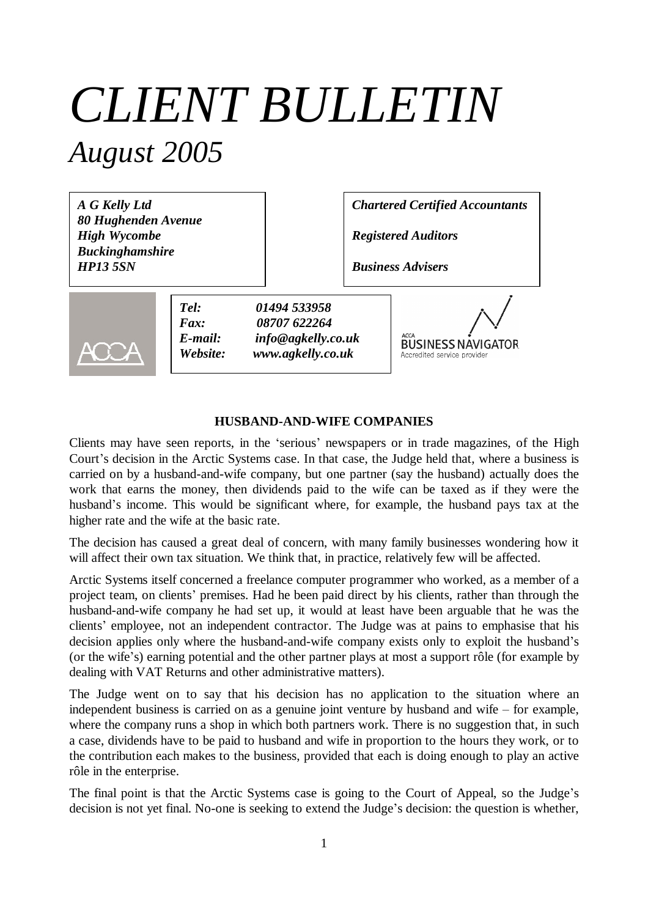# *CLIENT BULLETIN*

## *August 2005*

***A G Kelly Ltd***
***80 Hughenden Avenue***
***High Wycombe***
***Buckinghamshire***
***HP13 5SN***

***Chartered Certified Accountants***

***Registered Auditors***

***Business Advisers***

***Tel:*** ***01494 533958***
***Fax:*** ***08707 622264***
***E-mail:*** ***info@agkelly.co.uk***
***Website:*** ***www.agkelly.co.uk***

### HUSBAND-AND-WIFE COMPANIES

Clients may have seen reports, in the 'serious' newspapers or in trade magazines, of the High Court's decision in the Arctic Systems case. In that case, the Judge held that, where a business is carried on by a husband-and-wife company, but one partner (say the husband) actually does the work that earns the money, then dividends paid to the wife can be taxed as if they were the husband's income. This would be significant where, for example, the husband pays tax at the higher rate and the wife at the basic rate.

The decision has caused a great deal of concern, with many family businesses wondering how it will affect their own tax situation. We think that, in practice, relatively few will be affected.

Arctic Systems itself concerned a freelance computer programmer who worked, as a member of a project team, on clients' premises. Had he been paid direct by his clients, rather than through the husband-and-wife company he had set up, it would at least have been arguable that he was the clients' employee, not an independent contractor. The Judge was at pains to emphasise that his decision applies only where the husband-and-wife company exists only to exploit the husband's (or the wife's) earning potential and the other partner plays at most a support rôle (for example by dealing with VAT Returns and other administrative matters).

The Judge went on to say that his decision has no application to the situation where an independent business is carried on as a genuine joint venture by husband and wife – for example, where the company runs a shop in which both partners work. There is no suggestion that, in such a case, dividends have to be paid to husband and wife in proportion to the hours they work, or to the contribution each makes to the business, provided that each is doing enough to play an active rôle in the enterprise.

The final point is that the Arctic Systems case is going to the Court of Appeal, so the Judge's decision is not yet final. No-one is seeking to extend the Judge's decision: the question is whether,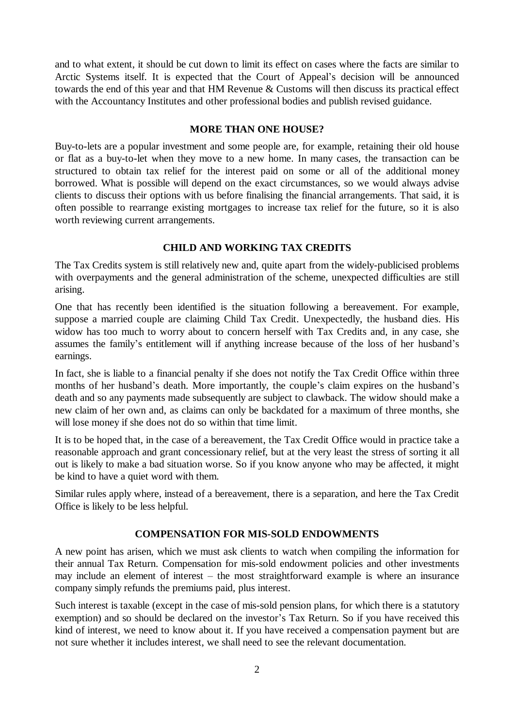and to what extent, it should be cut down to limit its effect on cases where the facts are similar to Arctic Systems itself. It is expected that the Court of Appeal's decision will be announced towards the end of this year and that HM Revenue & Customs will then discuss its practical effect with the Accountancy Institutes and other professional bodies and publish revised guidance.

## MORE THAN ONE HOUSE?

Buy-to-lets are a popular investment and some people are, for example, retaining their old house or flat as a buy-to-let when they move to a new home. In many cases, the transaction can be structured to obtain tax relief for the interest paid on some or all of the additional money borrowed. What is possible will depend on the exact circumstances, so we would always advise clients to discuss their options with us before finalising the financial arrangements. That said, it is often possible to rearrange existing mortgages to increase tax relief for the future, so it is also worth reviewing current arrangements.

## CHILD AND WORKING TAX CREDITS

The Tax Credits system is still relatively new and, quite apart from the widely-publicised problems with overpayments and the general administration of the scheme, unexpected difficulties are still arising.

One that has recently been identified is the situation following a bereavement. For example, suppose a married couple are claiming Child Tax Credit. Unexpectedly, the husband dies. His widow has too much to worry about to concern herself with Tax Credits and, in any case, she assumes the family's entitlement will if anything increase because of the loss of her husband's earnings.

In fact, she is liable to a financial penalty if she does not notify the Tax Credit Office within three months of her husband's death. More importantly, the couple's claim expires on the husband's death and so any payments made subsequently are subject to clawback. The widow should make a new claim of her own and, as claims can only be backdated for a maximum of three months, she will lose money if she does not do so within that time limit.

It is to be hoped that, in the case of a bereavement, the Tax Credit Office would in practice take a reasonable approach and grant concessionary relief, but at the very least the stress of sorting it all out is likely to make a bad situation worse. So if you know anyone who may be affected, it might be kind to have a quiet word with them.

Similar rules apply where, instead of a bereavement, there is a separation, and here the Tax Credit Office is likely to be less helpful.

## COMPENSATION FOR MIS-SOLD ENDOWMENTS

A new point has arisen, which we must ask clients to watch when compiling the information for their annual Tax Return. Compensation for mis-sold endowment policies and other investments may include an element of interest – the most straightforward example is where an insurance company simply refunds the premiums paid, plus interest.

Such interest is taxable (except in the case of mis-sold pension plans, for which there is a statutory exemption) and so should be declared on the investor's Tax Return. So if you have received this kind of interest, we need to know about it. If you have received a compensation payment but are not sure whether it includes interest, we shall need to see the relevant documentation.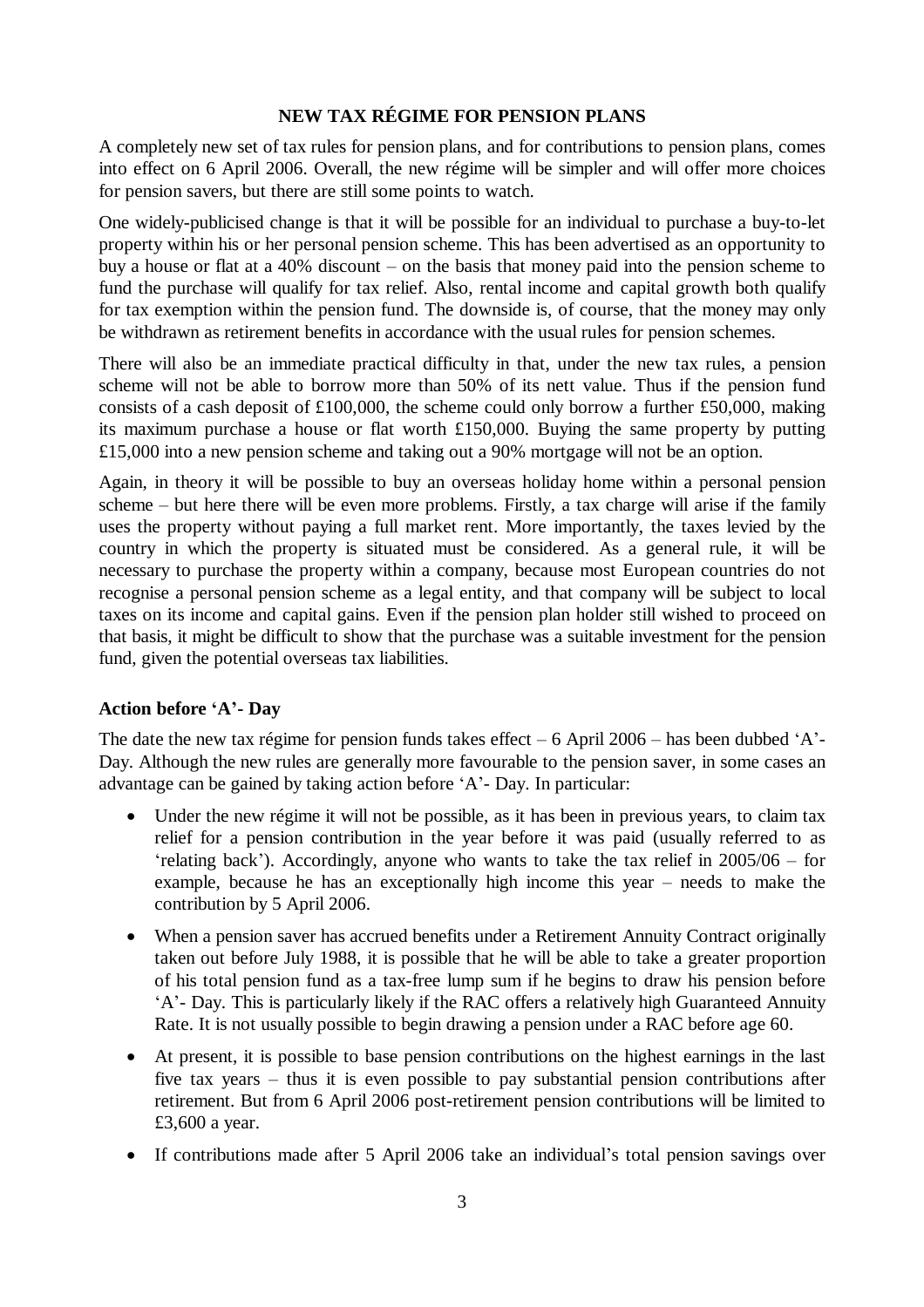## NEW TAX RÉGIME FOR PENSION PLANS

A completely new set of tax rules for pension plans, and for contributions to pension plans, comes into effect on 6 April 2006. Overall, the new régime will be simpler and will offer more choices for pension savers, but there are still some points to watch.

One widely-publicised change is that it will be possible for an individual to purchase a buy-to-let property within his or her personal pension scheme. This has been advertised as an opportunity to buy a house or flat at a 40% discount – on the basis that money paid into the pension scheme to fund the purchase will qualify for tax relief. Also, rental income and capital growth both qualify for tax exemption within the pension fund. The downside is, of course, that the money may only be withdrawn as retirement benefits in accordance with the usual rules for pension schemes.

There will also be an immediate practical difficulty in that, under the new tax rules, a pension scheme will not be able to borrow more than 50% of its nett value. Thus if the pension fund consists of a cash deposit of £100,000, the scheme could only borrow a further £50,000, making its maximum purchase a house or flat worth £150,000. Buying the same property by putting £15,000 into a new pension scheme and taking out a 90% mortgage will not be an option.

Again, in theory it will be possible to buy an overseas holiday home within a personal pension scheme – but here there will be even more problems. Firstly, a tax charge will arise if the family uses the property without paying a full market rent. More importantly, the taxes levied by the country in which the property is situated must be considered. As a general rule, it will be necessary to purchase the property within a company, because most European countries do not recognise a personal pension scheme as a legal entity, and that company will be subject to local taxes on its income and capital gains. Even if the pension plan holder still wished to proceed on that basis, it might be difficult to show that the purchase was a suitable investment for the pension fund, given the potential overseas tax liabilities.

### Action before 'A'- Day

The date the new tax régime for pension funds takes effect – 6 April 2006 – has been dubbed 'A'-Day. Although the new rules are generally more favourable to the pension saver, in some cases an advantage can be gained by taking action before 'A'- Day. In particular:

- Under the new régime it will not be possible, as it has been in previous years, to claim tax relief for a pension contribution in the year before it was paid (usually referred to as 'relating back'). Accordingly, anyone who wants to take the tax relief in 2005/06 – for example, because he has an exceptionally high income this year – needs to make the contribution by 5 April 2006.
- When a pension saver has accrued benefits under a Retirement Annuity Contract originally taken out before July 1988, it is possible that he will be able to take a greater proportion of his total pension fund as a tax-free lump sum if he begins to draw his pension before 'A'- Day. This is particularly likely if the RAC offers a relatively high Guaranteed Annuity Rate. It is not usually possible to begin drawing a pension under a RAC before age 60.
- At present, it is possible to base pension contributions on the highest earnings in the last five tax years – thus it is even possible to pay substantial pension contributions after retirement. But from 6 April 2006 post-retirement pension contributions will be limited to £3,600 a year.
- If contributions made after 5 April 2006 take an individual's total pension savings over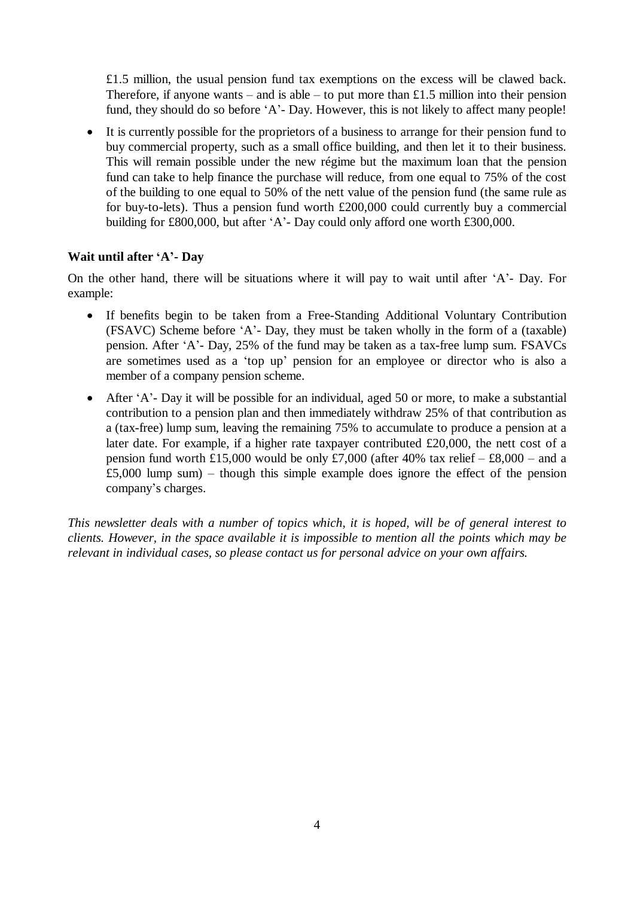£1.5 million, the usual pension fund tax exemptions on the excess will be clawed back. Therefore, if anyone wants – and is able – to put more than £1.5 million into their pension fund, they should do so before 'A'- Day. However, this is not likely to affect many people!

- It is currently possible for the proprietors of a business to arrange for their pension fund to buy commercial property, such as a small office building, and then let it to their business. This will remain possible under the new régime but the maximum loan that the pension fund can take to help finance the purchase will reduce, from one equal to 75% of the cost of the building to one equal to 50% of the nett value of the pension fund (the same rule as for buy-to-lets). Thus a pension fund worth £200,000 could currently buy a commercial building for £800,000, but after 'A'- Day could only afford one worth £300,000.

**Wait until after 'A'- Day**

On the other hand, there will be situations where it will pay to wait until after 'A'- Day. For example:

- If benefits begin to be taken from a Free-Standing Additional Voluntary Contribution (FSAVC) Scheme before 'A'- Day, they must be taken wholly in the form of a (taxable) pension. After 'A'- Day, 25% of the fund may be taken as a tax-free lump sum. FSAVCs are sometimes used as a 'top up' pension for an employee or director who is also a member of a company pension scheme.
- After 'A'- Day it will be possible for an individual, aged 50 or more, to make a substantial contribution to a pension plan and then immediately withdraw 25% of that contribution as a (tax-free) lump sum, leaving the remaining 75% to accumulate to produce a pension at a later date. For example, if a higher rate taxpayer contributed £20,000, the nett cost of a pension fund worth £15,000 would be only £7,000 (after 40% tax relief – £8,000 – and a £5,000 lump sum) – though this simple example does ignore the effect of the pension company's charges.

*This newsletter deals with a number of topics which, it is hoped, will be of general interest to clients. However, in the space available it is impossible to mention all the points which may be relevant in individual cases, so please contact us for personal advice on your own affairs.*